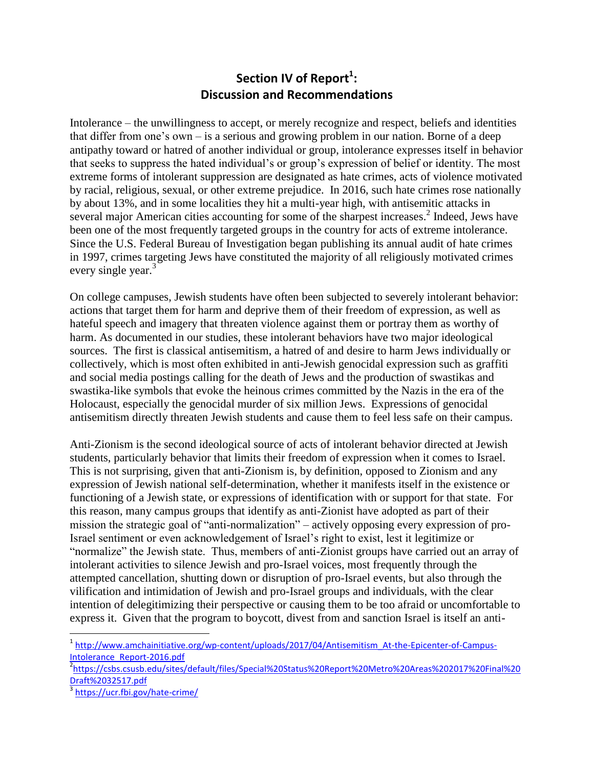# Section IV of Report[1]: Discussion and Recommendations

Intolerance – the unwillingness to accept, or merely recognize and respect, beliefs and identities that differ from one's own – is a serious and growing problem in our nation. Borne of a deep antipathy toward or hatred of another individual or group, intolerance expresses itself in behavior that seeks to suppress the hated individual's or group's expression of belief or identity. The most extreme forms of intolerant suppression are designated as hate crimes, acts of violence motivated by racial, religious, sexual, or other extreme prejudice. In 2016, such hate crimes rose nationally by about 13%, and in some localities they hit a multi-year high, with antisemitic attacks in several major American cities accounting for some of the sharpest increases.[2] Indeed, Jews have been one of the most frequently targeted groups in the country for acts of extreme intolerance. Since the U.S. Federal Bureau of Investigation began publishing its annual audit of hate crimes in 1997, crimes targeting Jews have constituted the majority of all religiously motivated crimes every single year.[3]

On college campuses, Jewish students have often been subjected to severely intolerant behavior: actions that target them for harm and deprive them of their freedom of expression, as well as hateful speech and imagery that threaten violence against them or portray them as worthy of harm. As documented in our studies, these intolerant behaviors have two major ideological sources. The first is classical antisemitism, a hatred of and desire to harm Jews individually or collectively, which is most often exhibited in anti-Jewish genocidal expression such as graffiti and social media postings calling for the death of Jews and the production of swastikas and swastika-like symbols that evoke the heinous crimes committed by the Nazis in the era of the Holocaust, especially the genocidal murder of six million Jews. Expressions of genocidal antisemitism directly threaten Jewish students and cause them to feel less safe on their campus.

Anti-Zionism is the second ideological source of acts of intolerant behavior directed at Jewish students, particularly behavior that limits their freedom of expression when it comes to Israel. This is not surprising, given that anti-Zionism is, by definition, opposed to Zionism and any expression of Jewish national self-determination, whether it manifests itself in the existence or functioning of a Jewish state, or expressions of identification with or support for that state. For this reason, many campus groups that identify as anti-Zionist have adopted as part of their mission the strategic goal of "anti-normalization" – actively opposing every expression of pro-Israel sentiment or even acknowledgement of Israel's right to exist, lest it legitimize or "normalize" the Jewish state. Thus, members of anti-Zionist groups have carried out an array of intolerant activities to silence Jewish and pro-Israel voices, most frequently through the attempted cancellation, shutting down or disruption of pro-Israel events, but also through the vilification and intimidation of Jewish and pro-Israel groups and individuals, with the clear intention of delegitimizing their perspective or causing them to be too afraid or uncomfortable to express it. Given that the program to boycott, divest from and sanction Israel is itself an anti-

---

[1] http://www.amchainitiative.org/wp-content/uploads/2017/04/Antisemitism_At-the-Epicenter-of-Campus-Intolerance_Report-2016.pdf

[2] https://csbs.csusb.edu/sites/default/files/Special%20Status%20Report%20Metro%20Areas%202017%20Final%20Draft%2032517.pdf

[3] https://ucr.fbi.gov/hate-crime/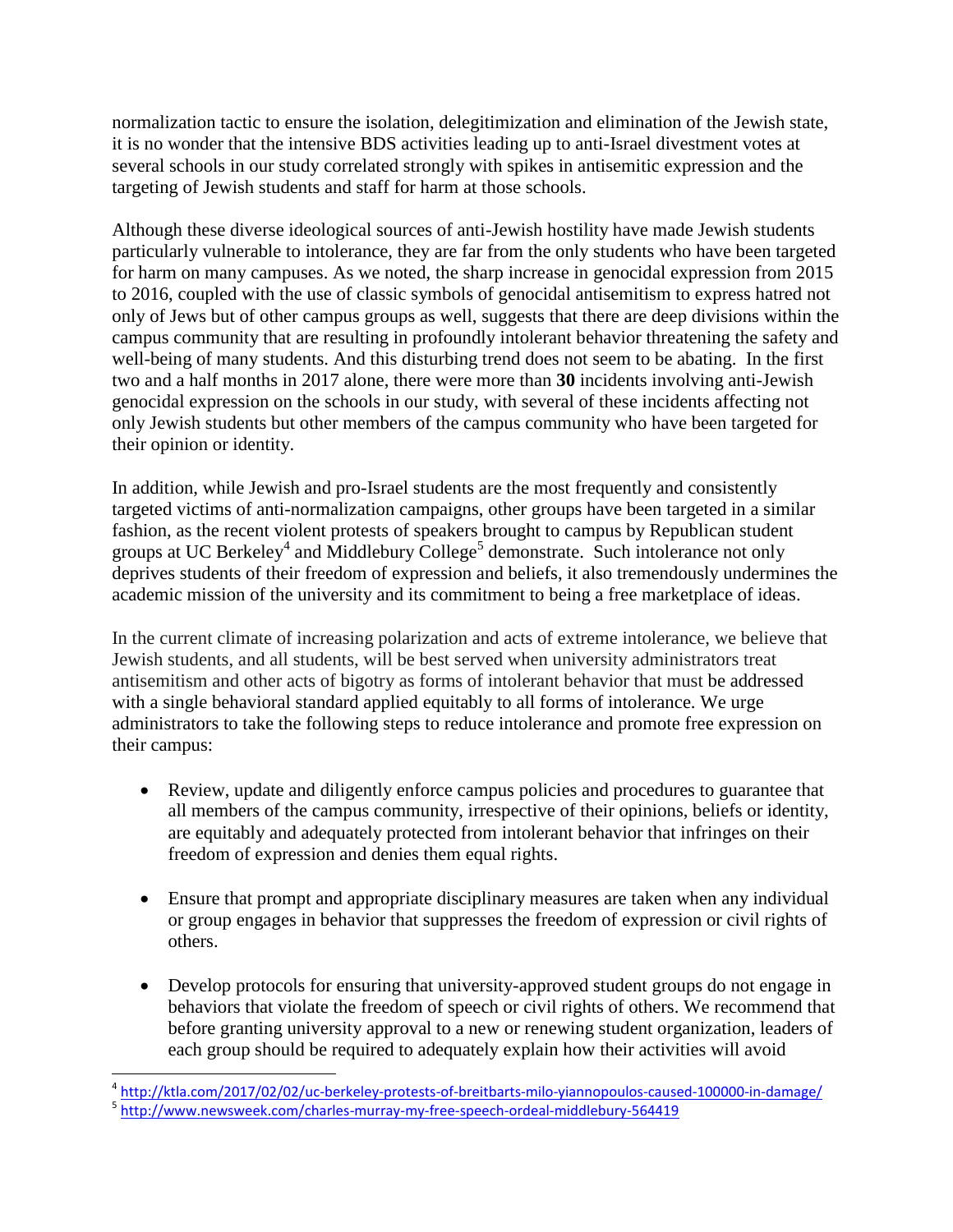normalization tactic to ensure the isolation, delegitimization and elimination of the Jewish state, it is no wonder that the intensive BDS activities leading up to anti-Israel divestment votes at several schools in our study correlated strongly with spikes in antisemitic expression and the targeting of Jewish students and staff for harm at those schools.

Although these diverse ideological sources of anti-Jewish hostility have made Jewish students particularly vulnerable to intolerance, they are far from the only students who have been targeted for harm on many campuses. As we noted, the sharp increase in genocidal expression from 2015 to 2016, coupled with the use of classic symbols of genocidal antisemitism to express hatred not only of Jews but of other campus groups as well, suggests that there are deep divisions within the campus community that are resulting in profoundly intolerant behavior threatening the safety and well-being of many students. And this disturbing trend does not seem to be abating. In the first two and a half months in 2017 alone, there were more than **30** incidents involving anti-Jewish genocidal expression on the schools in our study, with several of these incidents affecting not only Jewish students but other members of the campus community who have been targeted for their opinion or identity.

In addition, while Jewish and pro-Israel students are the most frequently and consistently targeted victims of anti-normalization campaigns, other groups have been targeted in a similar fashion, as the recent violent protests of speakers brought to campus by Republican student groups at UC Berkeley[4] and Middlebury College[5] demonstrate. Such intolerance not only deprives students of their freedom of expression and beliefs, it also tremendously undermines the academic mission of the university and its commitment to being a free marketplace of ideas.

In the current climate of increasing polarization and acts of extreme intolerance, we believe that Jewish students, and all students, will be best served when university administrators treat antisemitism and other acts of bigotry as forms of intolerant behavior that must be addressed with a single behavioral standard applied equitably to all forms of intolerance. We urge administrators to take the following steps to reduce intolerance and promote free expression on their campus:

- Review, update and diligently enforce campus policies and procedures to guarantee that all members of the campus community, irrespective of their opinions, beliefs or identity, are equitably and adequately protected from intolerant behavior that infringes on their freedom of expression and denies them equal rights.

- Ensure that prompt and appropriate disciplinary measures are taken when any individual or group engages in behavior that suppresses the freedom of expression or civil rights of others.

- Develop protocols for ensuring that university-approved student groups do not engage in behaviors that violate the freedom of speech or civil rights of others. We recommend that before granting university approval to a new or renewing student organization, leaders of each group should be required to adequately explain how their activities will avoid

---

[4] http://ktla.com/2017/02/02/uc-berkeley-protests-of-breitbarts-milo-yiannopoulos-caused-100000-in-damage/

[5] http://www.newsweek.com/charles-murray-my-free-speech-ordeal-middlebury-564419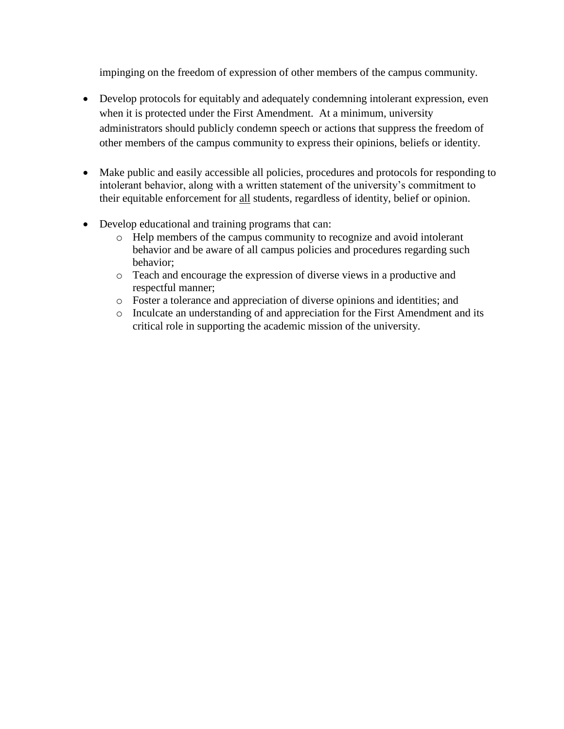impinging on the freedom of expression of other members of the campus community.

- Develop protocols for equitably and adequately condemning intolerant expression, even when it is protected under the First Amendment. At a minimum, university administrators should publicly condemn speech or actions that suppress the freedom of other members of the campus community to express their opinions, beliefs or identity.

- Make public and easily accessible all policies, procedures and protocols for responding to intolerant behavior, along with a written statement of the university's commitment to their equitable enforcement for <u>all</u> students, regardless of identity, belief or opinion.

- Develop educational and training programs that can:
    - Help members of the campus community to recognize and avoid intolerant behavior and be aware of all campus policies and procedures regarding such behavior;
    - Teach and encourage the expression of diverse views in a productive and respectful manner;
    - Foster a tolerance and appreciation of diverse opinions and identities; and
    - Inculcate an understanding of and appreciation for the First Amendment and its critical role in supporting the academic mission of the university.